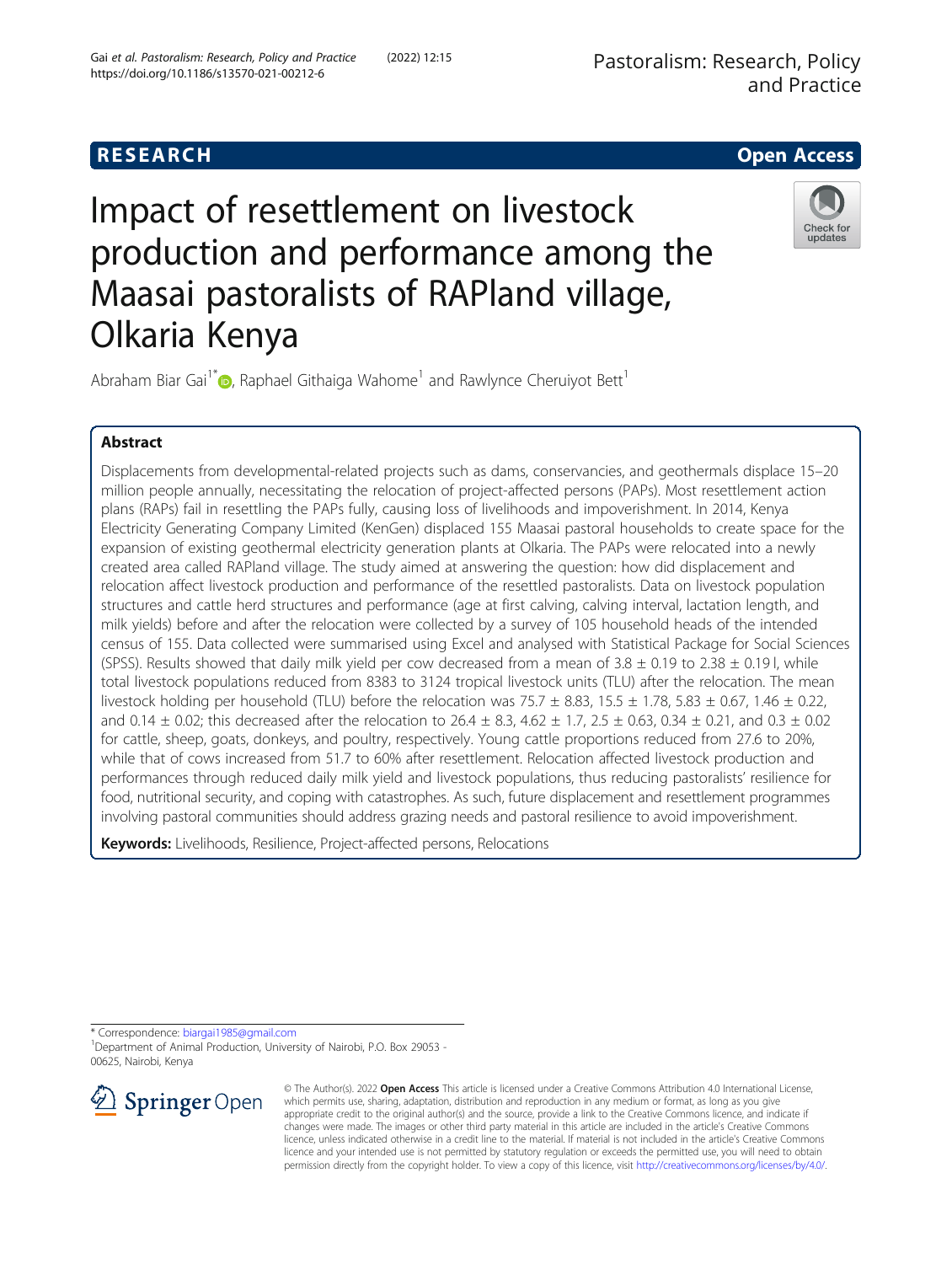RESEARCH

Open Access

# Impact of resettlement on livestock production and performance among the Maasai pastoralists of RAPland village, Olkaria Kenya

Abraham Biar Gai[1*], Raphael Githaiga Wahome[1] and Rawlynce Cheruiyot Bett[1]

## Abstract

Displacements from developmental-related projects such as dams, conservancies, and geothermals displace 15–20 million people annually, necessitating the relocation of project-affected persons (PAPs). Most resettlement action plans (RAPs) fail in resettling the PAPs fully, causing loss of livelihoods and impoverishment. In 2014, Kenya Electricity Generating Company Limited (KenGen) displaced 155 Maasai pastoral households to create space for the expansion of existing geothermal electricity generation plants at Olkaria. The PAPs were relocated into a newly created area called RAPland village. The study aimed at answering the question: how did displacement and relocation affect livestock production and performance of the resettled pastoralists. Data on livestock population structures and cattle herd structures and performance (age at first calving, calving interval, lactation length, and milk yields) before and after the relocation were collected by a survey of 105 household heads of the intended census of 155. Data collected were summarised using Excel and analysed with Statistical Package for Social Sciences (SPSS). Results showed that daily milk yield per cow decreased from a mean of 3.8 ± 0.19 to 2.38 ± 0.19 l, while total livestock populations reduced from 8383 to 3124 tropical livestock units (TLU) after the relocation. The mean livestock holding per household (TLU) before the relocation was 75.7 ± 8.83, 15.5 ± 1.78, 5.83 ± 0.67, 1.46 ± 0.22, and 0.14 ± 0.02; this decreased after the relocation to 26.4 ± 8.3, 4.62 ± 1.7, 2.5 ± 0.63, 0.34 ± 0.21, and 0.3 ± 0.02 for cattle, sheep, goats, donkeys, and poultry, respectively. Young cattle proportions reduced from 27.6 to 20%, while that of cows increased from 51.7 to 60% after resettlement. Relocation affected livestock production and performances through reduced daily milk yield and livestock populations, thus reducing pastoralists' resilience for food, nutritional security, and coping with catastrophes. As such, future displacement and resettlement programmes involving pastoral communities should address grazing needs and pastoral resilience to avoid impoverishment.

**Keywords:** Livelihoods, Resilience, Project-affected persons, Relocations

---

* Correspondence: biargai1985@gmail.com
[1]Department of Animal Production, University of Nairobi, P.O. Box 29053 - 00625, Nairobi, Kenya

© The Author(s). 2022 **Open Access** This article is licensed under a Creative Commons Attribution 4.0 International License, which permits use, sharing, adaptation, distribution and reproduction in any medium or format, as long as you give appropriate credit to the original author(s) and the source, provide a link to the Creative Commons licence, and indicate if changes were made. The images or other third party material in this article are included in the article's Creative Commons licence, unless indicated otherwise in a credit line to the material. If material is not included in the article's Creative Commons licence and your intended use is not permitted by statutory regulation or exceeds the permitted use, you will need to obtain permission directly from the copyright holder. To view a copy of this licence, visit http://creativecommons.org/licenses/by/4.0/.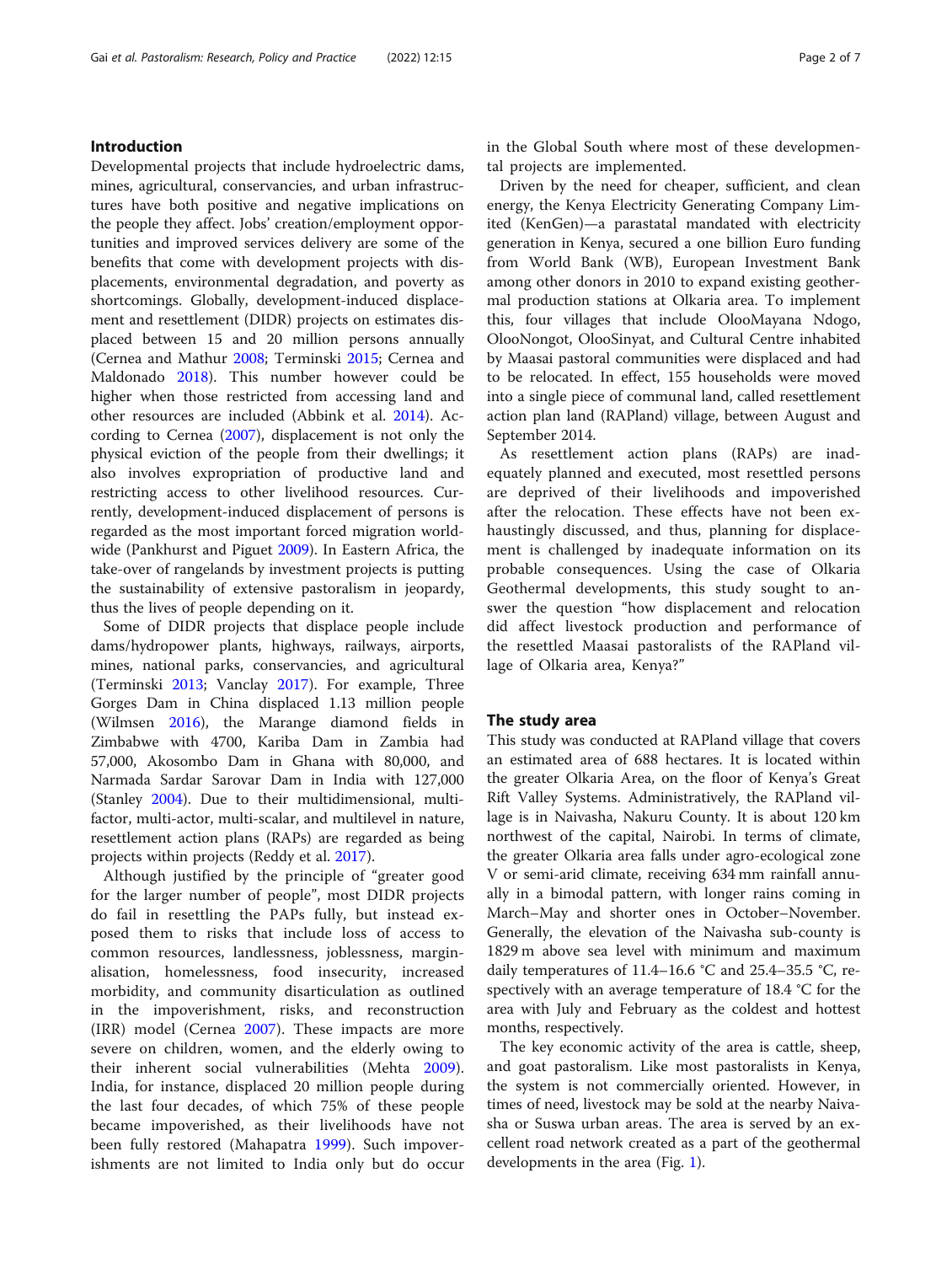## Introduction

Developmental projects that include hydroelectric dams, mines, agricultural, conservancies, and urban infrastructures have both positive and negative implications on the people they affect. Jobs' creation/employment opportunities and improved services delivery are some of the benefits that come with development projects with displacements, environmental degradation, and poverty as shortcomings. Globally, development-induced displacement and resettlement (DIDR) projects on estimates displaced between 15 and 20 million persons annually (Cernea and Mathur 2008; Terminski 2015; Cernea and Maldonado 2018). This number however could be higher when those restricted from accessing land and other resources are included (Abbink et al. 2014). According to Cernea (2007), displacement is not only the physical eviction of the people from their dwellings; it also involves expropriation of productive land and restricting access to other livelihood resources. Currently, development-induced displacement of persons is regarded as the most important forced migration worldwide (Pankhurst and Piguet 2009). In Eastern Africa, the take-over of rangelands by investment projects is putting the sustainability of extensive pastoralism in jeopardy, thus the lives of people depending on it.

Some of DIDR projects that displace people include dams/hydropower plants, highways, railways, airports, mines, national parks, conservancies, and agricultural (Terminski 2013; Vanclay 2017). For example, Three Gorges Dam in China displaced 1.13 million people (Wilmsen 2016), the Marange diamond fields in Zimbabwe with 4700, Kariba Dam in Zambia had 57,000, Akosombo Dam in Ghana with 80,000, and Narmada Sardar Sarovar Dam in India with 127,000 (Stanley 2004). Due to their multidimensional, multi-factor, multi-actor, multi-scalar, and multilevel in nature, resettlement action plans (RAPs) are regarded as being projects within projects (Reddy et al. 2017).

Although justified by the principle of "greater good for the larger number of people", most DIDR projects do fail in resettling the PAPs fully, but instead exposed them to risks that include loss of access to common resources, landlessness, joblessness, marginalisation, homelessness, food insecurity, increased morbidity, and community disarticulation as outlined in the impoverishment, risks, and reconstruction (IRR) model (Cernea 2007). These impacts are more severe on children, women, and the elderly owing to their inherent social vulnerabilities (Mehta 2009). India, for instance, displaced 20 million people during the last four decades, of which 75% of these people became impoverished, as their livelihoods have not been fully restored (Mahapatra 1999). Such impoverishments are not limited to India only but do occur in the Global South where most of these developmental projects are implemented.

Driven by the need for cheaper, sufficient, and clean energy, the Kenya Electricity Generating Company Limited (KenGen)—a parastatal mandated with electricity generation in Kenya, secured a one billion Euro funding from World Bank (WB), European Investment Bank among other donors in 2010 to expand existing geothermal production stations at Olkaria area. To implement this, four villages that include OlooMayana Ndogo, OlooNongot, OlooSinyat, and Cultural Centre inhabited by Maasai pastoral communities were displaced and had to be relocated. In effect, 155 households were moved into a single piece of communal land, called resettlement action plan land (RAPland) village, between August and September 2014.

As resettlement action plans (RAPs) are inadequately planned and executed, most resettled persons are deprived of their livelihoods and impoverished after the relocation. These effects have not been exhaustingly discussed, and thus, planning for displacement is challenged by inadequate information on its probable consequences. Using the case of Olkaria Geothermal developments, this study sought to answer the question "how displacement and relocation did affect livestock production and performance of the resettled Maasai pastoralists of the RAPland village of Olkaria area, Kenya?"

## The study area

This study was conducted at RAPland village that covers an estimated area of 688 hectares. It is located within the greater Olkaria Area, on the floor of Kenya's Great Rift Valley Systems. Administratively, the RAPland village is in Naivasha, Nakuru County. It is about 120 km northwest of the capital, Nairobi. In terms of climate, the greater Olkaria area falls under agro-ecological zone V or semi-arid climate, receiving 634 mm rainfall annually in a bimodal pattern, with longer rains coming in March–May and shorter ones in October–November. Generally, the elevation of the Naivasha sub-county is 1829 m above sea level with minimum and maximum daily temperatures of 11.4–16.6 °C and 25.4–35.5 °C, respectively with an average temperature of 18.4 °C for the area with July and February as the coldest and hottest months, respectively.

The key economic activity of the area is cattle, sheep, and goat pastoralism. Like most pastoralists in Kenya, the system is not commercially oriented. However, in times of need, livestock may be sold at the nearby Naivasha or Suswa urban areas. The area is served by an excellent road network created as a part of the geothermal developments in the area (Fig. 1).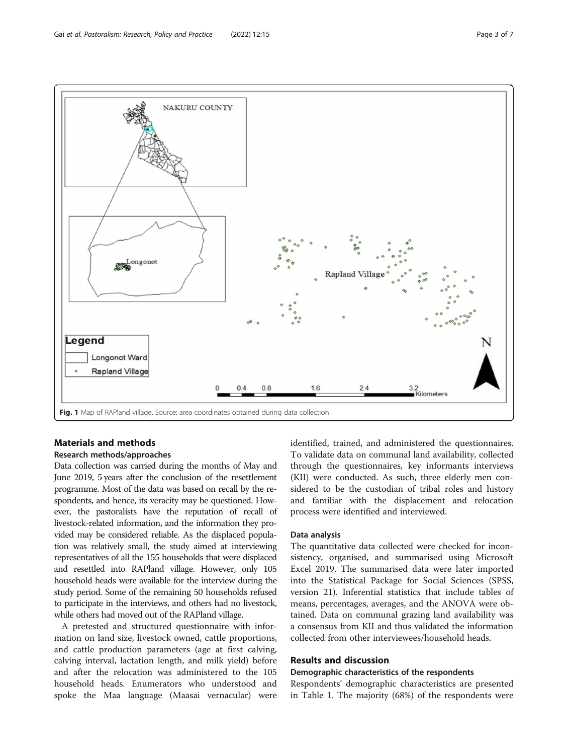Fig. 1 Map of RAPland village. Source: area coordinates obtained during data collection

## Materials and methods

### Research methods/approaches

Data collection was carried during the months of May and June 2019, 5 years after the conclusion of the resettlement programme. Most of the data was based on recall by the respondents, and hence, its veracity may be questioned. However, the pastoralists have the reputation of recall of livestock-related information, and the information they provided may be considered reliable. As the displaced population was relatively small, the study aimed at interviewing representatives of all the 155 households that were displaced and resettled into RAPland village. However, only 105 household heads were available for the interview during the study period. Some of the remaining 50 households refused to participate in the interviews, and others had no livestock, while others had moved out of the RAPland village.

A pretested and structured questionnaire with information on land size, livestock owned, cattle proportions, and cattle production parameters (age at first calving, calving interval, lactation length, and milk yield) before and after the relocation was administered to the 105 household heads. Enumerators who understood and spoke the Maa language (Maasai vernacular) were identified, trained, and administered the questionnaires. To validate data on communal land availability, collected through the questionnaires, key informants interviews (KII) were conducted. As such, three elderly men considered to be the custodian of tribal roles and history and familiar with the displacement and relocation process were identified and interviewed.

### Data analysis

The quantitative data collected were checked for inconsistency, organised, and summarised using Microsoft Excel 2019. The summarised data were later imported into the Statistical Package for Social Sciences (SPSS, version 21). Inferential statistics that include tables of means, percentages, averages, and the ANOVA were obtained. Data on communal grazing land availability was a consensus from KII and thus validated the information collected from other interviewees/household heads.

## Results and discussion

### Demographic characteristics of the respondents

Respondents' demographic characteristics are presented in Table 1. The majority (68%) of the respondents were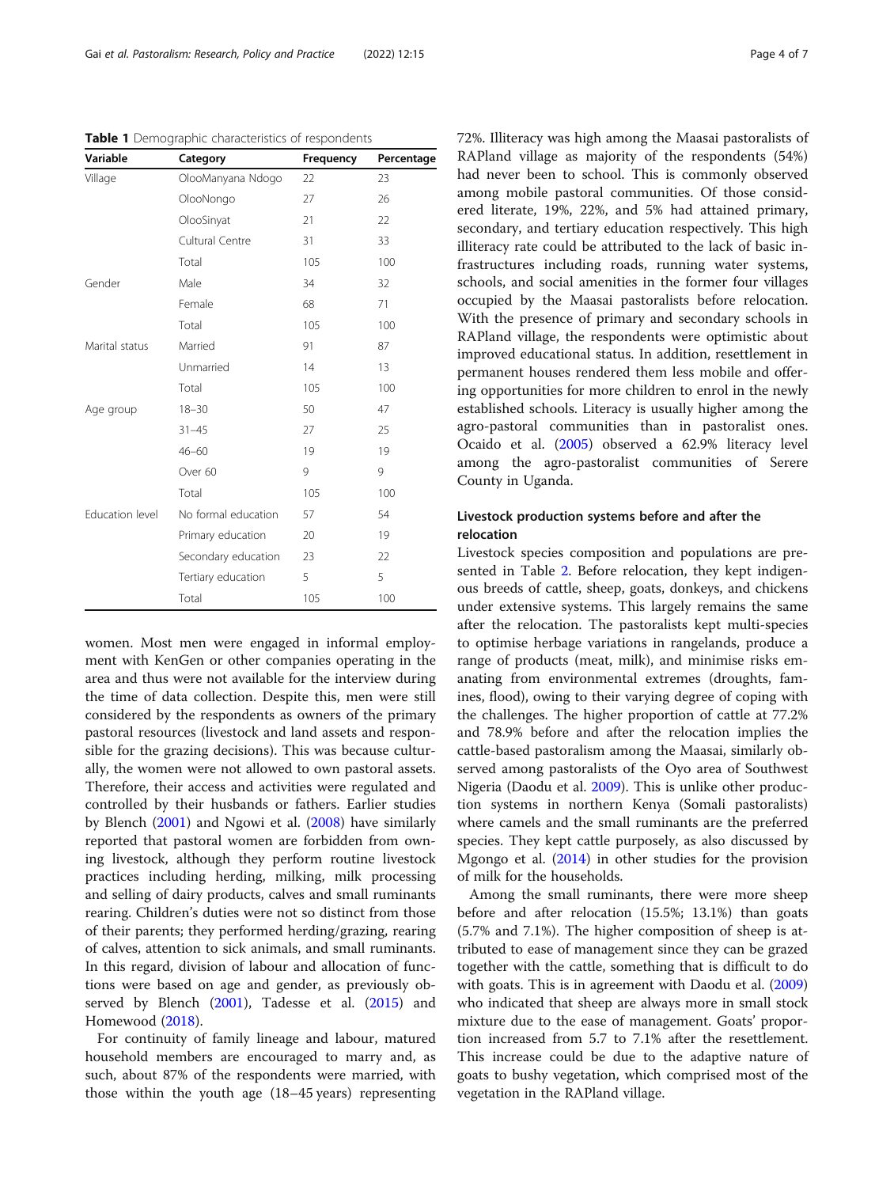**Table 1** Demographic characteristics of respondents

| Variable | Category | Frequency | Percentage |
|---|---|---|---|
| Village | OlooManyana Ndogo | 22 | 23 |
| | OlooNongo | 27 | 26 |
| | OlooSinyat | 21 | 22 |
| | Cultural Centre | 31 | 33 |
| | Total | 105 | 100 |
| Gender | Male | 34 | 32 |
| | Female | 68 | 71 |
| | Total | 105 | 100 |
| Marital status | Married | 91 | 87 |
| | Unmarried | 14 | 13 |
| | Total | 105 | 100 |
| Age group | 18–30 | 50 | 47 |
| | 31–45 | 27 | 25 |
| | 46–60 | 19 | 19 |
| | Over 60 | 9 | 9 |
| | Total | 105 | 100 |
| Education level | No formal education | 57 | 54 |
| | Primary education | 20 | 19 |
| | Secondary education | 23 | 22 |
| | Tertiary education | 5 | 5 |
| | Total | 105 | 100 |

women. Most men were engaged in informal employment with KenGen or other companies operating in the area and thus were not available for the interview during the time of data collection. Despite this, men were still considered by the respondents as owners of the primary pastoral resources (livestock and land assets and responsible for the grazing decisions). This was because culturally, the women were not allowed to own pastoral assets. Therefore, their access and activities were regulated and controlled by their husbands or fathers. Earlier studies by Blench (2001) and Ngowi et al. (2008) have similarly reported that pastoral women are forbidden from owning livestock, although they perform routine livestock practices including herding, milking, milk processing and selling of dairy products, calves and small ruminants rearing. Children's duties were not so distinct from those of their parents; they performed herding/grazing, rearing of calves, attention to sick animals, and small ruminants. In this regard, division of labour and allocation of functions were based on age and gender, as previously observed by Blench (2001), Tadesse et al. (2015) and Homewood (2018).

For continuity of family lineage and labour, matured household members are encouraged to marry and, as such, about 87% of the respondents were married, with those within the youth age (18–45 years) representing 72%. Illiteracy was high among the Maasai pastoralists of RAPland village as majority of the respondents (54%) had never been to school. This is commonly observed among mobile pastoral communities. Of those considered literate, 19%, 22%, and 5% had attained primary, secondary, and tertiary education respectively. This high illiteracy rate could be attributed to the lack of basic infrastructures including roads, running water systems, schools, and social amenities in the former four villages occupied by the Maasai pastoralists before relocation. With the presence of primary and secondary schools in RAPland village, the respondents were optimistic about improved educational status. In addition, resettlement in permanent houses rendered them less mobile and offering opportunities for more children to enrol in the newly established schools. Literacy is usually higher among the agro-pastoral communities than in pastoralist ones. Ocaido et al. (2005) observed a 62.9% literacy level among the agro-pastoralist communities of Serere County in Uganda.

## Livestock production systems before and after the relocation

Livestock species composition and populations are presented in Table 2. Before relocation, they kept indigenous breeds of cattle, sheep, goats, donkeys, and chickens under extensive systems. This largely remains the same after the relocation. The pastoralists kept multi-species to optimise herbage variations in rangelands, produce a range of products (meat, milk), and minimise risks emanating from environmental extremes (droughts, famines, flood), owing to their varying degree of coping with the challenges. The higher proportion of cattle at 77.2% and 78.9% before and after the relocation implies the cattle-based pastoralism among the Maasai, similarly observed among pastoralists of the Oyo area of Southwest Nigeria (Daodu et al. 2009). This is unlike other production systems in northern Kenya (Somali pastoralists) where camels and the small ruminants are the preferred species. They kept cattle purposely, as also discussed by Mgongo et al. (2014) in other studies for the provision of milk for the households.

Among the small ruminants, there were more sheep before and after relocation (15.5%; 13.1%) than goats (5.7% and 7.1%). The higher composition of sheep is attributed to ease of management since they can be grazed together with the cattle, something that is difficult to do with goats. This is in agreement with Daodu et al. (2009) who indicated that sheep are always more in small stock mixture due to the ease of management. Goats' proportion increased from 5.7 to 7.1% after the resettlement. This increase could be due to the adaptive nature of goats to bushy vegetation, which comprised most of the vegetation in the RAPland village.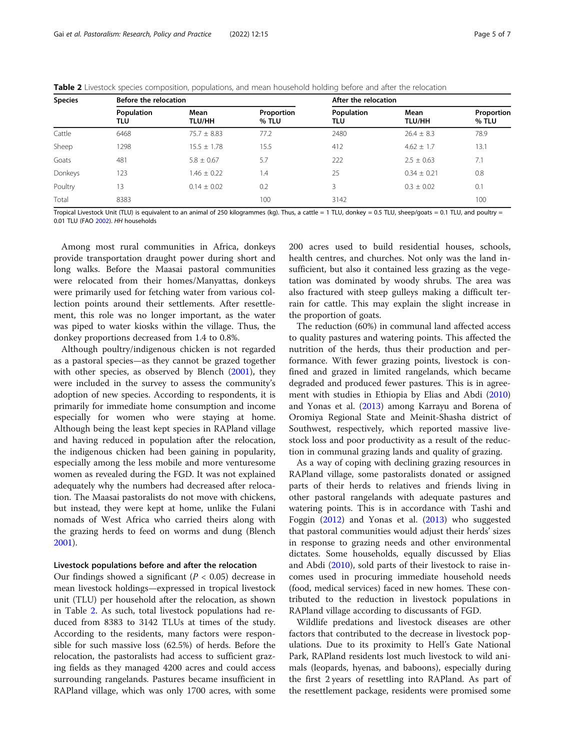**Table 2** Livestock species composition, populations, and mean household holding before and after the relocation

| Species | Before the relocation | | | After the relocation | | |
|---|---|---|---|---|---|---|
| | Population TLU | Mean TLU/HH | Proportion % TLU | Population TLU | Mean TLU/HH | Proportion % TLU |
| Cattle | 6468 | 75.7 ± 8.83 | 77.2 | 2480 | 26.4 ± 8.3 | 78.9 |
| Sheep | 1298 | 15.5 ± 1.78 | 15.5 | 412 | 4.62 ± 1.7 | 13.1 |
| Goats | 481 | 5.8 ± 0.67 | 5.7 | 222 | 2.5 ± 0.63 | 7.1 |
| Donkeys | 123 | 1.46 ± 0.22 | 1.4 | 25 | 0.34 ± 0.21 | 0.8 |
| Poultry | 13 | 0.14 ± 0.02 | 0.2 | 3 | 0.3 ± 0.02 | 0.1 |
| Total | 8383 | | 100 | 3142 | | 100 |

Tropical Livestock Unit (TLU) is equivalent to an animal of 250 kilogrammes (kg). Thus, a cattle = 1 TLU, donkey = 0.5 TLU, sheep/goats = 0.1 TLU, and poultry = 0.01 TLU (FAO 2002). *HH* households

Among most rural communities in Africa, donkeys provide transportation draught power during short and long walks. Before the Maasai pastoral communities were relocated from their homes/Manyattas, donkeys were primarily used for fetching water from various collection points around their settlements. After resettlement, this role was no longer important, as the water was piped to water kiosks within the village. Thus, the donkey proportions decreased from 1.4 to 0.8%.

Although poultry/indigenous chicken is not regarded as a pastoral species—as they cannot be grazed together with other species, as observed by Blench (2001), they were included in the survey to assess the community's adoption of new species. According to respondents, it is primarily for immediate home consumption and income especially for women who were staying at home. Although being the least kept species in RAPland village and having reduced in population after the relocation, the indigenous chicken had been gaining in popularity, especially among the less mobile and more venturesome women as revealed during the FGD. It was not explained adequately why the numbers had decreased after relocation. The Maasai pastoralists do not move with chickens, but instead, they were kept at home, unlike the Fulani nomads of West Africa who carried theirs along with the grazing herds to feed on worms and dung (Blench 2001).

### Livestock populations before and after the relocation

Our findings showed a significant ($P < 0.05$) decrease in mean livestock holdings—expressed in tropical livestock unit (TLU) per household after the relocation, as shown in Table 2. As such, total livestock populations had reduced from 8383 to 3142 TLUs at times of the study. According to the residents, many factors were responsible for such massive loss (62.5%) of herds. Before the relocation, the pastoralists had access to sufficient grazing fields as they managed 4200 acres and could access surrounding rangelands. Pastures became insufficient in RAPland village, which was only 1700 acres, with some 200 acres used to build residential houses, schools, health centres, and churches. Not only was the land insufficient, but also it contained less grazing as the vegetation was dominated by woody shrubs. The area was also fractured with steep gulleys making a difficult terrain for cattle. This may explain the slight increase in the proportion of goats.

The reduction (60%) in communal land affected access to quality pastures and watering points. This affected the nutrition of the herds, thus their production and performance. With fewer grazing points, livestock is confined and grazed in limited rangelands, which became degraded and produced fewer pastures. This is in agreement with studies in Ethiopia by Elias and Abdi (2010) and Yonas et al. (2013) among Karrayu and Borena of Oromiya Regional State and Meinit-Shasha district of Southwest, respectively, which reported massive livestock loss and poor productivity as a result of the reduction in communal grazing lands and quality of grazing.

As a way of coping with declining grazing resources in RAPland village, some pastoralists donated or assigned parts of their herds to relatives and friends living in other pastoral rangelands with adequate pastures and watering points. This is in accordance with Tashi and Foggin (2012) and Yonas et al. (2013) who suggested that pastoral communities would adjust their herds' sizes in response to grazing needs and other environmental dictates. Some households, equally discussed by Elias and Abdi (2010), sold parts of their livestock to raise incomes used in procuring immediate household needs (food, medical services) faced in new homes. These contributed to the reduction in livestock populations in RAPland village according to discussants of FGD.

Wildlife predations and livestock diseases are other factors that contributed to the decrease in livestock populations. Due to its proximity to Hell's Gate National Park, RAPland residents lost much livestock to wild animals (leopards, hyenas, and baboons), especially during the first 2 years of resettling into RAPland. As part of the resettlement package, residents were promised some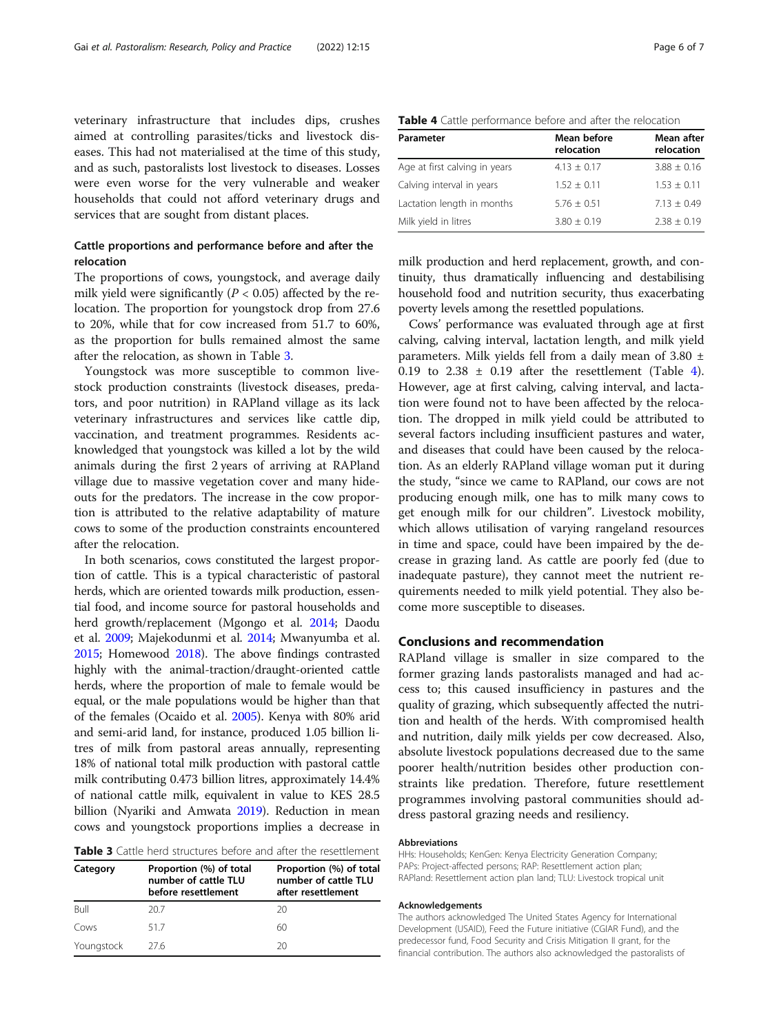veterinary infrastructure that includes dips, crushes aimed at controlling parasites/ticks and livestock diseases. This had not materialised at the time of this study, and as such, pastoralists lost livestock to diseases. Losses were even worse for the very vulnerable and weaker households that could not afford veterinary drugs and services that are sought from distant places.

### Cattle proportions and performance before and after the relocation

The proportions of cows, youngstock, and average daily milk yield were significantly ($P < 0.05$) affected by the relocation. The proportion for youngstock drop from 27.6 to 20%, while that for cow increased from 51.7 to 60%, as the proportion for bulls remained almost the same after the relocation, as shown in Table 3.

Youngstock was more susceptible to common livestock production constraints (livestock diseases, predators, and poor nutrition) in RAPland village as its lack veterinary infrastructures and services like cattle dip, vaccination, and treatment programmes. Residents acknowledged that youngstock was killed a lot by the wild animals during the first 2 years of arriving at RAPland village due to massive vegetation cover and many hideouts for the predators. The increase in the cow proportion is attributed to the relative adaptability of mature cows to some of the production constraints encountered after the relocation.

In both scenarios, cows constituted the largest proportion of cattle. This is a typical characteristic of pastoral herds, which are oriented towards milk production, essential food, and income source for pastoral households and herd growth/replacement (Mgongo et al. 2014; Daodu et al. 2009; Majekodunmi et al. 2014; Mwanyumba et al. 2015; Homewood 2018). The above findings contrasted highly with the animal-traction/draught-oriented cattle herds, where the proportion of male to female would be equal, or the male populations would be higher than that of the females (Ocaido et al. 2005). Kenya with 80% arid and semi-arid land, for instance, produced 1.05 billion litres of milk from pastoral areas annually, representing 18% of national total milk production with pastoral cattle milk contributing 0.473 billion litres, approximately 14.4% of national cattle milk, equivalent in value to KES 28.5 billion (Nyariki and Amwata 2019). Reduction in mean cows and youngstock proportions implies a decrease in milk production and herd replacement, growth, and continuity, thus dramatically influencing and destabilising household food and nutrition security, thus exacerbating poverty levels among the resettled populations.

Table 3 Cattle herd structures before and after the resettlement

| Category | Proportion (%) of total number of cattle TLU before resettlement | Proportion (%) of total number of cattle TLU after resettlement |
|---|---|---|
| Bull | 20.7 | 20 |
| Cows | 51.7 | 60 |
| Youngstock | 27.6 | 20 |

Cows' performance was evaluated through age at first calving, calving interval, lactation length, and milk yield parameters. Milk yields fell from a daily mean of 3.80 ± 0.19 to 2.38 ± 0.19 after the resettlement (Table 4). However, age at first calving, calving interval, and lactation were found not to have been affected by the relocation. The dropped in milk yield could be attributed to several factors including insufficient pastures and water, and diseases that could have been caused by the relocation. As an elderly RAPland village woman put it during the study, "since we came to RAPland, our cows are not producing enough milk, one has to milk many cows to get enough milk for our children". Livestock mobility, which allows utilisation of varying rangeland resources in time and space, could have been impaired by the decrease in grazing land. As cattle are poorly fed (due to inadequate pasture), they cannot meet the nutrient requirements needed to milk yield potential. They also become more susceptible to diseases.

Table 4 Cattle performance before and after the relocation

| Parameter | Mean before relocation | Mean after relocation |
|---|---|---|
| Age at first calving in years | 4.13 ± 0.17 | 3.88 ± 0.16 |
| Calving interval in years | 1.52 ± 0.11 | 1.53 ± 0.11 |
| Lactation length in months | 5.76 ± 0.51 | 7.13 ± 0.49 |
| Milk yield in litres | 3.80 ± 0.19 | 2.38 ± 0.19 |

## Conclusions and recommendation

RAPland village is smaller in size compared to the former grazing lands pastoralists managed and had access to; this caused insufficiency in pastures and the quality of grazing, which subsequently affected the nutrition and health of the herds. With compromised health and nutrition, daily milk yields per cow decreased. Also, absolute livestock populations decreased due to the same poorer health/nutrition besides other production constraints like predation. Therefore, future resettlement programmes involving pastoral communities should address pastoral grazing needs and resiliency.

#### Abbreviations

HHs: Households; KenGen: Kenya Electricity Generation Company; PAPs: Project-affected persons; RAP: Resettlement action plan; RAPland: Resettlement action plan land; TLU: Livestock tropical unit

#### Acknowledgements

The authors acknowledged The United States Agency for International Development (USAID), Feed the Future initiative (CGIAR Fund), and the predecessor fund, Food Security and Crisis Mitigation II grant, for the financial contribution. The authors also acknowledged the pastoralists of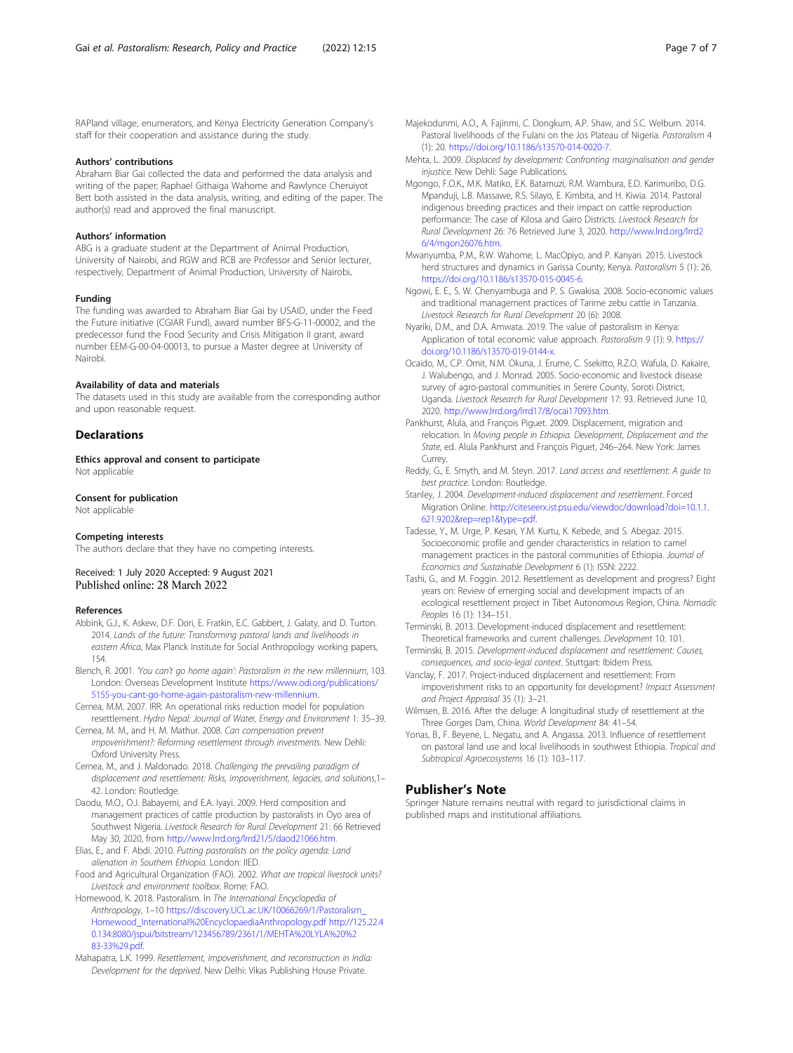RAPland village, enumerators, and Kenya Electricity Generation Company's staff for their cooperation and assistance during the study.

### Authors' contributions

Abraham Biar Gai collected the data and performed the data analysis and writing of the paper; Raphael Githaiga Wahome and Rawlynce Cheruiyot Bett both assisted in the data analysis, writing, and editing of the paper. The author(s) read and approved the final manuscript.

### Authors' information

ABG is a graduate student at the Department of Animal Production, University of Nairobi, and RGW and RCB are Professor and Senior lecturer, respectively, Department of Animal Production, University of Nairobi.

### Funding

The funding was awarded to Abraham Biar Gai by USAID, under the Feed the Future initiative (CGIAR Fund), award number BFS-G-11-00002, and the predecessor fund the Food Security and Crisis Mitigation II grant, award number EEM-G-00-04-00013, to pursue a Master degree at University of Nairobi.

### Availability of data and materials

The datasets used in this study are available from the corresponding author and upon reasonable request.

## Declarations

### Ethics approval and consent to participate

Not applicable

### Consent for publication

Not applicable

### Competing interests

The authors declare that they have no competing interests.

Received: 1 July 2020 Accepted: 9 August 2021
Published online: 28 March 2022

### References

Abbink, G.J., K. Askew, D.F. Dori, E. Fratkin, E.C. Gabbert, J. Galaty, and D. Turton. 2014. *Lands of the future: Transforming pastoral lands and livelihoods in eastern Africa*, Max Planck Institute for Social Anthropology working papers, 154.

Blench, R. 2001. *'You can't go home again': Pastoralism in the new millennium*, 103. London: Overseas Development Institute https://www.odi.org/publications/5155-you-cant-go-home-again-pastoralism-new-millennium.

Cernea, M.M. 2007. IRR: An operational risks reduction model for population resettlement. *Hydro Nepal: Journal of Water, Energy and Environment* 1: 35–39.

Cernea, M. M., and H. M. Mathur. 2008. *Can compensation prevent impoverishment?: Reforming resettlement through investments*. New Dehli: Oxford University Press.

Cernea, M., and J. Maldonado. 2018. *Challenging the prevailing paradigm of displacement and resettlement: Risks, impoverishment, legacies, and solutions*,1–42. London: Routledge.

Daodu, M.O., O.J. Babayemi, and E.A. Iyayi. 2009. Herd composition and management practices of cattle production by pastoralists in Oyo area of Southwest Nigeria. *Livestock Research for Rural Development* 21: 66 Retrieved May 30, 2020, from http://www.lrrd.org/lrrd21/5/daod21066.htm.

Elias, E., and F. Abdi. 2010. *Putting pastoralists on the policy agenda: Land alienation in Southern Ethiopia*. London: IIED.

Food and Agricultural Organization (FAO). 2002. *What are tropical livestock units? Livestock and environment toolbox*. Rome: FAO.

Homewood, K. 2018. Pastoralism. In *The International Encyclopedia of Anthropology*, 1–10 https://discovery.UCL.ac.UK/10066269/1/Pastoralism_Homewood_International%20EncyclopaediaAnthropology.pdf http://125.22.40.134:8080/jspui/bitstream/123456789/2361/1/MEHTA%20LYLA%20%283-33%29.pdf.

Mahapatra, L.K. 1999. *Resettlement, impoverishment, and reconstruction in India: Development for the deprived*. New Dehli: Vikas Publishing House Private.

Majekodunmi, A.O., A. Fajinmi, C. Dongkum, A.P. Shaw, and S.C. Welburn. 2014. Pastoral livelihoods of the Fulani on the Jos Plateau of Nigeria. *Pastoralism* 4 (1): 20. https://doi.org/10.1186/s13570-014-0020-7.

Mehta, L. 2009. *Displaced by development: Confronting marginalisation and gender injustice*. New Dehli: Sage Publications.

Mgongo, F.O.K., M.K. Matiko, E.K. Batamuzi, R.M. Wambura, E.D. Karimuribo, D.G. Mpanduji, L.B. Massawe, R.S. Silayo, E. Kimbita, and H. Kiwia. 2014. Pastoral indigenous breeding practices and their impact on cattle reproduction performance: The case of Kilosa and Gairo Districts. *Livestock Research for Rural Development* 26: 76 Retrieved June 3, 2020. http://www.lrrd.org/lrrd26/4/mgon26076.htm.

Mwanyumba, P.M., R.W. Wahome, L. MacOpiyo, and P. Kanyari. 2015. Livestock herd structures and dynamics in Garissa County, Kenya. *Pastoralism* 5 (1): 26. https://doi.org/10.1186/s13570-015-0045-6.

Ngowi, E. E., S. W. Chenyambuga and P. S. Gwakisa. 2008. Socio-economic values and traditional management practices of Tarime zebu cattle in Tanzania. *Livestock Research for Rural Development* 20 (6): 2008.

Nyariki, D.M., and D.A. Amwata. 2019. The value of pastoralism in Kenya: Application of total economic value approach. *Pastoralism* 9 (1): 9. https://doi.org/10.1186/s13570-019-0144-x.

Ocaido, M., C.P. Omit, N.M. Okuna, J. Erume, C. Ssekitto, R.Z.O. Wafula, D. Kakaire, J. Walubengo, and J. Monrad. 2005. Socio-economic and livestock disease survey of agro-pastoral communities in Serere County, Soroti District, Uganda. *Livestock Research for Rural Development* 17: 93. Retrieved June 10, 2020. http://www.lrrd.org/lrrd17/8/ocai17093.htm.

Pankhurst, Alula, and François Piguet. 2009. Displacement, migration and relocation. In *Moving people in Ethiopia. Development, Displacement and the State*, ed. Alula Pankhurst and François Piguet, 246–264. New York: James Currey.

Reddy, G., E. Smyth, and M. Steyn. 2017. *Land access and resettlement: A guide to best practice*. London: Routledge.

Stanley, J. 2004. *Development-induced displacement and resettlement*. Forced Migration Online. http://citeseerx.ist.psu.edu/viewdoc/download?doi=10.1.1.621.9202&rep=rep1&type=pdf.

Tadesse, Y., M. Urge, P. Kesari, Y.M. Kurtu, K. Kebede, and S. Abegaz. 2015. Socioeconomic profile and gender characteristics in relation to camel management practices in the pastoral communities of Ethiopia. *Journal of Economics and Sustainable Development* 6 (1): ISSN: 2222.

Tashi, G., and M. Foggin. 2012. Resettlement as development and progress? Eight years on: Review of emerging social and development impacts of an ecological resettlement project in Tibet Autonomous Region, China. *Nomadic Peoples* 16 (1): 134–151.

Terminski, B. 2013. Development-induced displacement and resettlement: Theoretical frameworks and current challenges. *Development* 10: 101.

Terminski, B. 2015. *Development-induced displacement and resettlement: Causes, consequences, and socio-legal context*. Stuttgart: Ibidem Press.

Vanclay, F. 2017. Project-induced displacement and resettlement: From impoverishment risks to an opportunity for development? *Impact Assessment and Project Appraisal* 35 (1): 3–21.

Wilmsen, B. 2016. After the deluge: A longitudinal study of resettlement at the Three Gorges Dam, China. *World Development* 84: 41–54.

Yonas, B., F. Beyene, L. Negatu, and A. Angassa. 2013. Influence of resettlement on pastoral land use and local livelihoods in southwest Ethiopia. *Tropical and Subtropical Agroecosystems* 16 (1): 103–117.

## Publisher's Note

Springer Nature remains neutral with regard to jurisdictional claims in published maps and institutional affiliations.